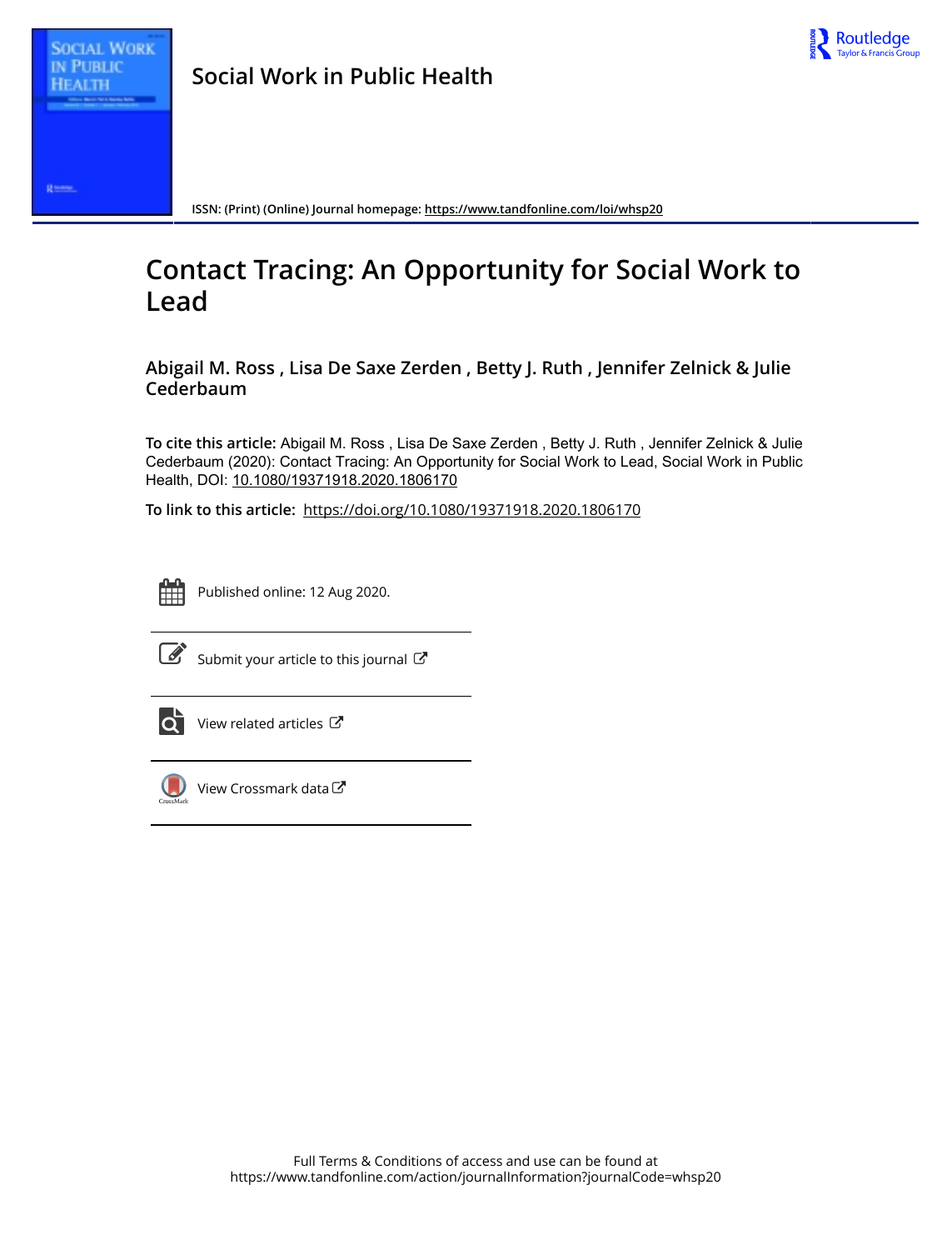**Social Work in Public Health**

ISSN: (Print) (Online) Journal homepage: https://www.tandfonline.com/loi/whsp20

# Contact Tracing: An Opportunity for Social Work to Lead

**Abigail M. Ross , Lisa De Saxe Zerden , Betty J. Ruth , Jennifer Zelnick & Julie Cederbaum**

**To cite this article:** Abigail M. Ross , Lisa De Saxe Zerden , Betty J. Ruth , Jennifer Zelnick & Julie Cederbaum (2020): Contact Tracing: An Opportunity for Social Work to Lead, Social Work in Public Health, DOI: 10.1080/19371918.2020.1806170

**To link to this article:** https://doi.org/10.1080/19371918.2020.1806170

Published online: 12 Aug 2020.

Submit your article to this journal

View related articles

View Crossmark data

Full Terms & Conditions of access and use can be found at https://www.tandfonline.com/action/journalInformation?journalCode=whsp20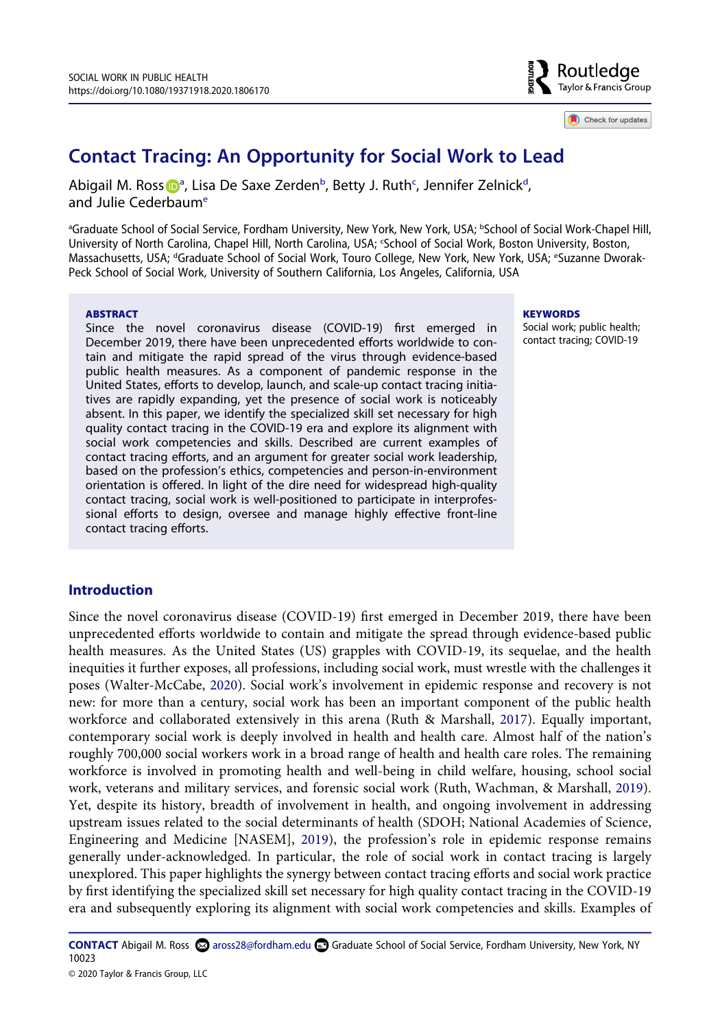# Contact Tracing: An Opportunity for Social Work to Lead

Abigail M. Ross[a], Lisa De Saxe Zerden[b], Betty J. Ruth[c], Jennifer Zelnick[d], and Julie Cederbaum[e]

[a]Graduate School of Social Service, Fordham University, New York, New York, USA; [b]School of Social Work-Chapel Hill, University of North Carolina, Chapel Hill, North Carolina, USA; [c]School of Social Work, Boston University, Boston, Massachusetts, USA; [d]Graduate School of Social Work, Touro College, New York, New York, USA; [e]Suzanne Dworak-Peck School of Social Work, University of Southern California, Los Angeles, California, USA

**ABSTRACT**

Since the novel coronavirus disease (COVID-19) first emerged in December 2019, there have been unprecedented efforts worldwide to contain and mitigate the rapid spread of the virus through evidence-based public health measures. As a component of pandemic response in the United States, efforts to develop, launch, and scale-up contact tracing initiatives are rapidly expanding, yet the presence of social work is noticeably absent. In this paper, we identify the specialized skill set necessary for high quality contact tracing in the COVID-19 era and explore its alignment with social work competencies and skills. Described are current examples of contact tracing efforts, and an argument for greater social work leadership, based on the profession's ethics, competencies and person-in-environment orientation is offered. In light of the dire need for widespread high-quality contact tracing, social work is well-positioned to participate in interprofessional efforts to design, oversee and manage highly effective front-line contact tracing efforts.

**KEYWORDS**

Social work; public health; contact tracing; COVID-19

## Introduction

Since the novel coronavirus disease (COVID-19) first emerged in December 2019, there have been unprecedented efforts worldwide to contain and mitigate the spread through evidence-based public health measures. As the United States (US) grapples with COVID-19, its sequelae, and the health inequities it further exposes, all professions, including social work, must wrestle with the challenges it poses (Walter-McCabe, 2020). Social work's involvement in epidemic response and recovery is not new: for more than a century, social work has been an important component of the public health workforce and collaborated extensively in this arena (Ruth & Marshall, 2017). Equally important, contemporary social work is deeply involved in health and health care. Almost half of the nation's roughly 700,000 social workers work in a broad range of health and health care roles. The remaining workforce is involved in promoting health and well-being in child welfare, housing, school social work, veterans and military services, and forensic social work (Ruth, Wachman, & Marshall, 2019). Yet, despite its history, breadth of involvement in health, and ongoing involvement in addressing upstream issues related to the social determinants of health (SDOH; National Academies of Science, Engineering and Medicine [NASEM], 2019), the profession's role in epidemic response remains generally under-acknowledged. In particular, the role of social work in contact tracing is largely unexplored. This paper highlights the synergy between contact tracing efforts and social work practice by first identifying the specialized skill set necessary for high quality contact tracing in the COVID-19 era and subsequently exploring its alignment with social work competencies and skills. Examples of

**CONTACT** Abigail M. Ross aross28@fordham.edu Graduate School of Social Service, Fordham University, New York, NY 10023

© 2020 Taylor & Francis Group, LLC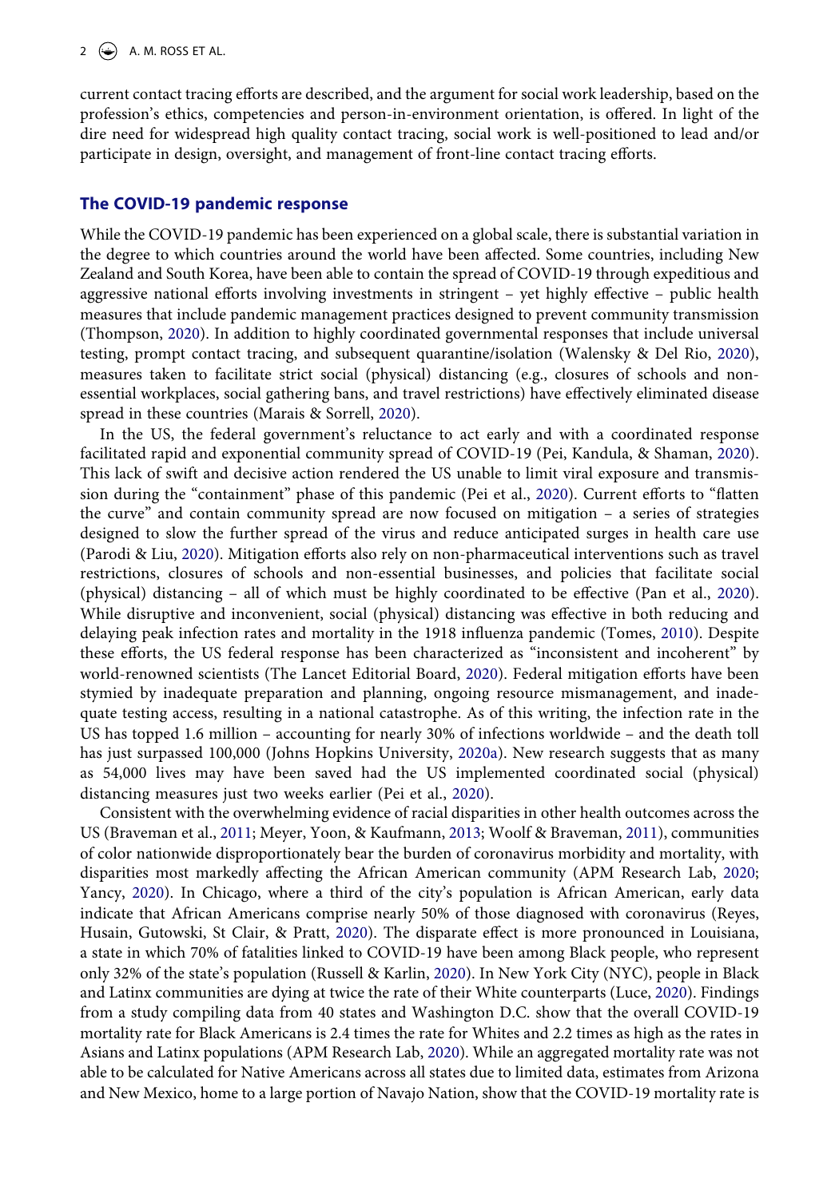current contact tracing efforts are described, and the argument for social work leadership, based on the profession's ethics, competencies and person-in-environment orientation, is offered. In light of the dire need for widespread high quality contact tracing, social work is well-positioned to lead and/or participate in design, oversight, and management of front-line contact tracing efforts.

## The COVID-19 pandemic response

While the COVID-19 pandemic has been experienced on a global scale, there is substantial variation in the degree to which countries around the world have been affected. Some countries, including New Zealand and South Korea, have been able to contain the spread of COVID-19 through expeditious and aggressive national efforts involving investments in stringent – yet highly effective – public health measures that include pandemic management practices designed to prevent community transmission (Thompson, 2020). In addition to highly coordinated governmental responses that include universal testing, prompt contact tracing, and subsequent quarantine/isolation (Walensky & Del Rio, 2020), measures taken to facilitate strict social (physical) distancing (e.g., closures of schools and non-essential workplaces, social gathering bans, and travel restrictions) have effectively eliminated disease spread in these countries (Marais & Sorrell, 2020).

In the US, the federal government's reluctance to act early and with a coordinated response facilitated rapid and exponential community spread of COVID-19 (Pei, Kandula, & Shaman, 2020). This lack of swift and decisive action rendered the US unable to limit viral exposure and transmission during the "containment" phase of this pandemic (Pei et al., 2020). Current efforts to "flatten the curve" and contain community spread are now focused on mitigation – a series of strategies designed to slow the further spread of the virus and reduce anticipated surges in health care use (Parodi & Liu, 2020). Mitigation efforts also rely on non-pharmaceutical interventions such as travel restrictions, closures of schools and non-essential businesses, and policies that facilitate social (physical) distancing – all of which must be highly coordinated to be effective (Pan et al., 2020). While disruptive and inconvenient, social (physical) distancing was effective in both reducing and delaying peak infection rates and mortality in the 1918 influenza pandemic (Tomes, 2010). Despite these efforts, the US federal response has been characterized as "inconsistent and incoherent" by world-renowned scientists (The Lancet Editorial Board, 2020). Federal mitigation efforts have been stymied by inadequate preparation and planning, ongoing resource mismanagement, and inadequate testing access, resulting in a national catastrophe. As of this writing, the infection rate in the US has topped 1.6 million – accounting for nearly 30% of infections worldwide – and the death toll has just surpassed 100,000 (Johns Hopkins University, 2020a). New research suggests that as many as 54,000 lives may have been saved had the US implemented coordinated social (physical) distancing measures just two weeks earlier (Pei et al., 2020).

Consistent with the overwhelming evidence of racial disparities in other health outcomes across the US (Braveman et al., 2011; Meyer, Yoon, & Kaufmann, 2013; Woolf & Braveman, 2011), communities of color nationwide disproportionately bear the burden of coronavirus morbidity and mortality, with disparities most markedly affecting the African American community (APM Research Lab, 2020; Yancy, 2020). In Chicago, where a third of the city's population is African American, early data indicate that African Americans comprise nearly 50% of those diagnosed with coronavirus (Reyes, Husain, Gutowski, St Clair, & Pratt, 2020). The disparate effect is more pronounced in Louisiana, a state in which 70% of fatalities linked to COVID-19 have been among Black people, who represent only 32% of the state's population (Russell & Karlin, 2020). In New York City (NYC), people in Black and Latinx communities are dying at twice the rate of their White counterparts (Luce, 2020). Findings from a study compiling data from 40 states and Washington D.C. show that the overall COVID-19 mortality rate for Black Americans is 2.4 times the rate for Whites and 2.2 times as high as the rates in Asians and Latinx populations (APM Research Lab, 2020). While an aggregated mortality rate was not able to be calculated for Native Americans across all states due to limited data, estimates from Arizona and New Mexico, home to a large portion of Navajo Nation, show that the COVID-19 mortality rate is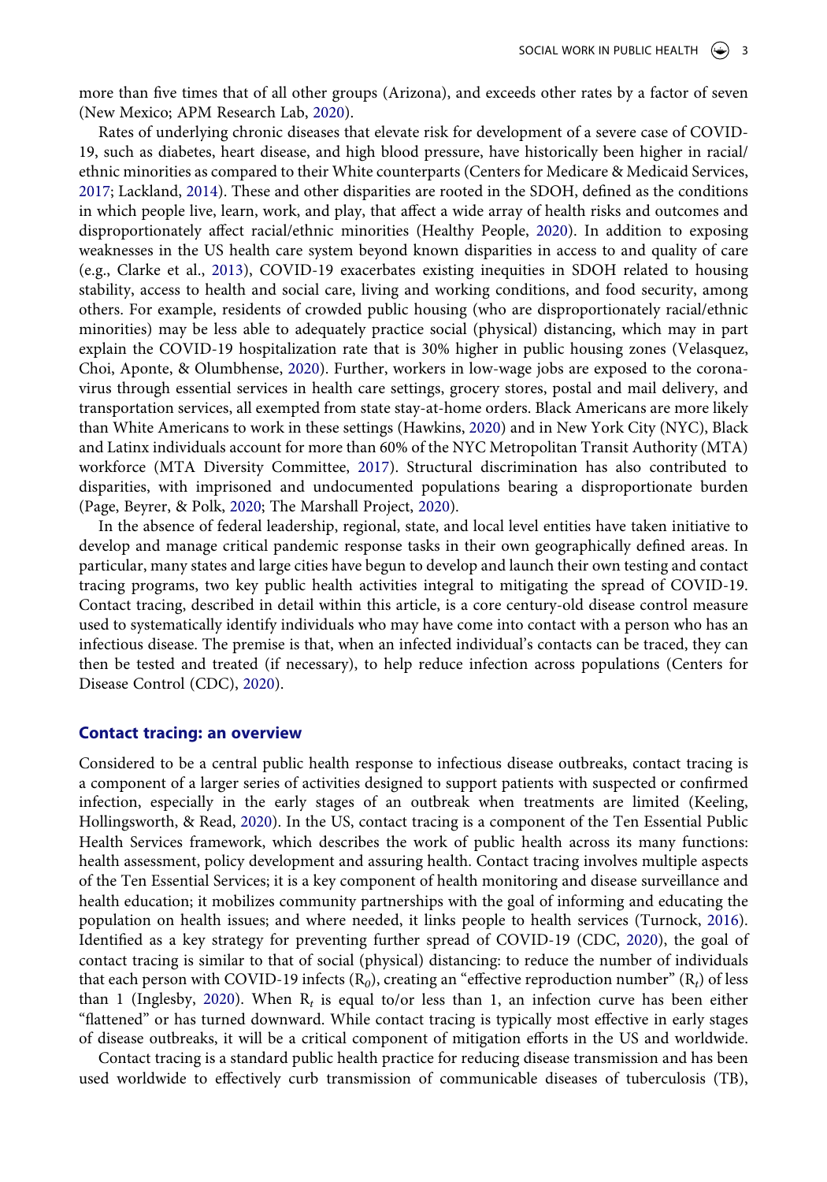more than five times that of all other groups (Arizona), and exceeds other rates by a factor of seven (New Mexico; APM Research Lab, 2020).

Rates of underlying chronic diseases that elevate risk for development of a severe case of COVID-19, such as diabetes, heart disease, and high blood pressure, have historically been higher in racial/ethnic minorities as compared to their White counterparts (Centers for Medicare & Medicaid Services, 2017; Lackland, 2014). These and other disparities are rooted in the SDOH, defined as the conditions in which people live, learn, work, and play, that affect a wide array of health risks and outcomes and disproportionately affect racial/ethnic minorities (Healthy People, 2020). In addition to exposing weaknesses in the US health care system beyond known disparities in access to and quality of care (e.g., Clarke et al., 2013), COVID-19 exacerbates existing inequities in SDOH related to housing stability, access to health and social care, living and working conditions, and food security, among others. For example, residents of crowded public housing (who are disproportionately racial/ethnic minorities) may be less able to adequately practice social (physical) distancing, which may in part explain the COVID-19 hospitalization rate that is 30% higher in public housing zones (Velasquez, Choi, Aponte, & Olumbhense, 2020). Further, workers in low-wage jobs are exposed to the coronavirus through essential services in health care settings, grocery stores, postal and mail delivery, and transportation services, all exempted from state stay-at-home orders. Black Americans are more likely than White Americans to work in these settings (Hawkins, 2020) and in New York City (NYC), Black and Latinx individuals account for more than 60% of the NYC Metropolitan Transit Authority (MTA) workforce (MTA Diversity Committee, 2017). Structural discrimination has also contributed to disparities, with imprisoned and undocumented populations bearing a disproportionate burden (Page, Beyrer, & Polk, 2020; The Marshall Project, 2020).

In the absence of federal leadership, regional, state, and local level entities have taken initiative to develop and manage critical pandemic response tasks in their own geographically defined areas. In particular, many states and large cities have begun to develop and launch their own testing and contact tracing programs, two key public health activities integral to mitigating the spread of COVID-19. Contact tracing, described in detail within this article, is a core century-old disease control measure used to systematically identify individuals who may have come into contact with a person who has an infectious disease. The premise is that, when an infected individual's contacts can be traced, they can then be tested and treated (if necessary), to help reduce infection across populations (Centers for Disease Control (CDC), 2020).

## Contact tracing: an overview

Considered to be a central public health response to infectious disease outbreaks, contact tracing is a component of a larger series of activities designed to support patients with suspected or confirmed infection, especially in the early stages of an outbreak when treatments are limited (Keeling, Hollingsworth, & Read, 2020). In the US, contact tracing is a component of the Ten Essential Public Health Services framework, which describes the work of public health across its many functions: health assessment, policy development and assuring health. Contact tracing involves multiple aspects of the Ten Essential Services; it is a key component of health monitoring and disease surveillance and health education; it mobilizes community partnerships with the goal of informing and educating the population on health issues; and where needed, it links people to health services (Turnock, 2016). Identified as a key strategy for preventing further spread of COVID-19 (CDC, 2020), the goal of contact tracing is similar to that of social (physical) distancing: to reduce the number of individuals that each person with COVID-19 infects ($R_0$), creating an "effective reproduction number" ($R_t$) of less than 1 (Inglesby, 2020). When $R_t$ is equal to/or less than 1, an infection curve has been either "flattened" or has turned downward. While contact tracing is typically most effective in early stages of disease outbreaks, it will be a critical component of mitigation efforts in the US and worldwide.

Contact tracing is a standard public health practice for reducing disease transmission and has been used worldwide to effectively curb transmission of communicable diseases of tuberculosis (TB),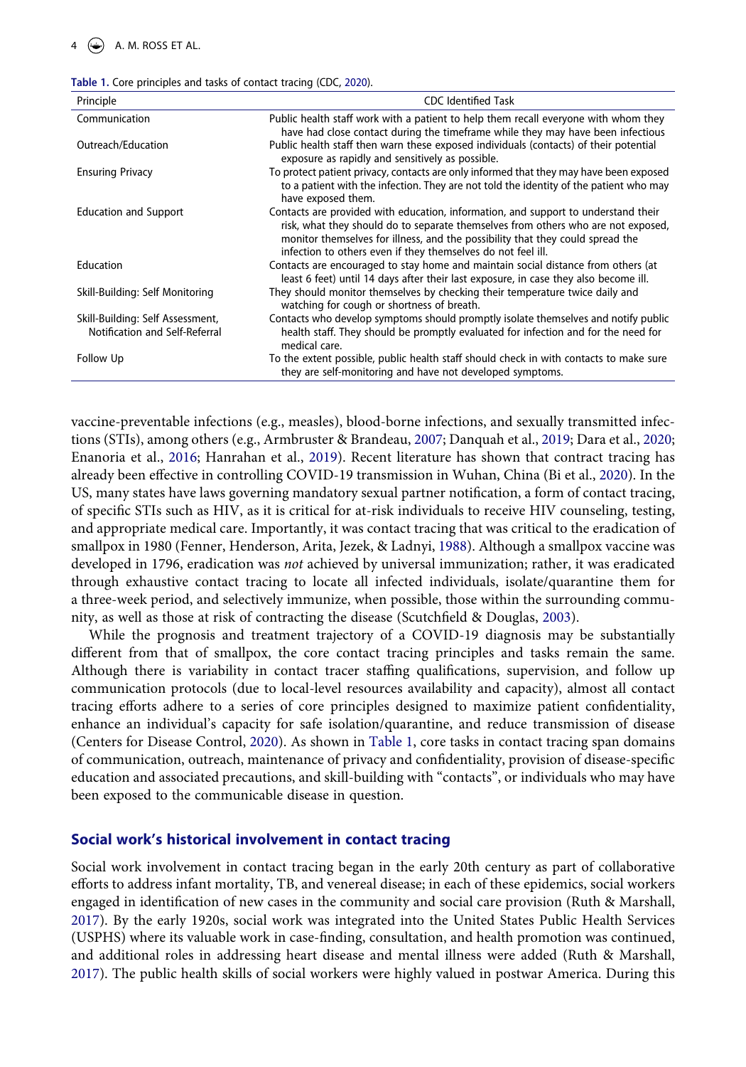Table 1. Core principles and tasks of contact tracing (CDC, 2020).

| Principle | CDC Identified Task |
|---|---|
| Communication | Public health staff work with a patient to help them recall everyone with whom they have had close contact during the timeframe while they may have been infectious |
| Outreach/Education | Public health staff then warn these exposed individuals (contacts) of their potential exposure as rapidly and sensitively as possible. |
| Ensuring Privacy | To protect patient privacy, contacts are only informed that they may have been exposed to a patient with the infection. They are not told the identity of the patient who may have exposed them. |
| Education and Support | Contacts are provided with education, information, and support to understand their risk, what they should do to separate themselves from others who are not exposed, monitor themselves for illness, and the possibility that they could spread the infection to others even if they themselves do not feel ill. |
| Education | Contacts are encouraged to stay home and maintain social distance from others (at least 6 feet) until 14 days after their last exposure, in case they also become ill. |
| Skill-Building: Self Monitoring | They should monitor themselves by checking their temperature twice daily and watching for cough or shortness of breath. |
| Skill-Building: Self Assessment, Notification and Self-Referral | Contacts who develop symptoms should promptly isolate themselves and notify public health staff. They should be promptly evaluated for infection and for the need for medical care. |
| Follow Up | To the extent possible, public health staff should check in with contacts to make sure they are self-monitoring and have not developed symptoms. |

vaccine-preventable infections (e.g., measles), blood-borne infections, and sexually transmitted infections (STIs), among others (e.g., Armbruster & Brandeau, 2007; Danquah et al., 2019; Dara et al., 2020; Enanoria et al., 2016; Hanrahan et al., 2019). Recent literature has shown that contract tracing has already been effective in controlling COVID-19 transmission in Wuhan, China (Bi et al., 2020). In the US, many states have laws governing mandatory sexual partner notification, a form of contact tracing, of specific STIs such as HIV, as it is critical for at-risk individuals to receive HIV counseling, testing, and appropriate medical care. Importantly, it was contact tracing that was critical to the eradication of smallpox in 1980 (Fenner, Henderson, Arita, Jezek, & Ladnyi, 1988). Although a smallpox vaccine was developed in 1796, eradication was *not* achieved by universal immunization; rather, it was eradicated through exhaustive contact tracing to locate all infected individuals, isolate/quarantine them for a three-week period, and selectively immunize, when possible, those within the surrounding community, as well as those at risk of contracting the disease (Scutchfield & Douglas, 2003).

While the prognosis and treatment trajectory of a COVID-19 diagnosis may be substantially different from that of smallpox, the core contact tracing principles and tasks remain the same. Although there is variability in contact tracer staffing qualifications, supervision, and follow up communication protocols (due to local-level resources availability and capacity), almost all contact tracing efforts adhere to a series of core principles designed to maximize patient confidentiality, enhance an individual's capacity for safe isolation/quarantine, and reduce transmission of disease (Centers for Disease Control, 2020). As shown in Table 1, core tasks in contact tracing span domains of communication, outreach, maintenance of privacy and confidentiality, provision of disease-specific education and associated precautions, and skill-building with "contacts", or individuals who may have been exposed to the communicable disease in question.

## Social work's historical involvement in contact tracing

Social work involvement in contact tracing began in the early 20th century as part of collaborative efforts to address infant mortality, TB, and venereal disease; in each of these epidemics, social workers engaged in identification of new cases in the community and social care provision (Ruth & Marshall, 2017). By the early 1920s, social work was integrated into the United States Public Health Services (USPHS) where its valuable work in case-finding, consultation, and health promotion was continued, and additional roles in addressing heart disease and mental illness were added (Ruth & Marshall, 2017). The public health skills of social workers were highly valued in postwar America. During this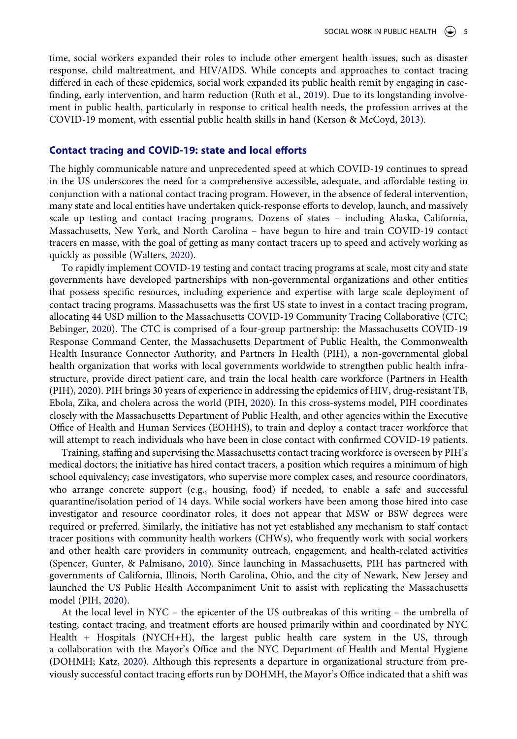time, social workers expanded their roles to include other emergent health issues, such as disaster response, child maltreatment, and HIV/AIDS. While concepts and approaches to contact tracing differed in each of these epidemics, social work expanded its public health remit by engaging in case-finding, early intervention, and harm reduction (Ruth et al., 2019). Due to its longstanding involvement in public health, particularly in response to critical health needs, the profession arrives at the COVID-19 moment, with essential public health skills in hand (Kerson & McCoyd, 2013).

## Contact tracing and COVID-19: state and local efforts

The highly communicable nature and unprecedented speed at which COVID-19 continues to spread in the US underscores the need for a comprehensive accessible, adequate, and affordable testing in conjunction with a national contact tracing program. However, in the absence of federal intervention, many state and local entities have undertaken quick-response efforts to develop, launch, and massively scale up testing and contact tracing programs. Dozens of states – including Alaska, California, Massachusetts, New York, and North Carolina – have begun to hire and train COVID-19 contact tracers en masse, with the goal of getting as many contact tracers up to speed and actively working as quickly as possible (Walters, 2020).

To rapidly implement COVID-19 testing and contact tracing programs at scale, most city and state governments have developed partnerships with non-governmental organizations and other entities that possess specific resources, including experience and expertise with large scale deployment of contact tracing programs. Massachusetts was the first US state to invest in a contact tracing program, allocating 44 USD million to the Massachusetts COVID-19 Community Tracing Collaborative (CTC; Bebinger, 2020). The CTC is comprised of a four-group partnership: the Massachusetts COVID-19 Response Command Center, the Massachusetts Department of Public Health, the Commonwealth Health Insurance Connector Authority, and Partners In Health (PIH), a non-governmental global health organization that works with local governments worldwide to strengthen public health infrastructure, provide direct patient care, and train the local health care workforce (Partners in Health (PIH), 2020). PIH brings 30 years of experience in addressing the epidemics of HIV, drug-resistant TB, Ebola, Zika, and cholera across the world (PIH, 2020). In this cross-systems model, PIH coordinates closely with the Massachusetts Department of Public Health, and other agencies within the Executive Office of Health and Human Services (EOHHS), to train and deploy a contact tracer workforce that will attempt to reach individuals who have been in close contact with confirmed COVID-19 patients.

Training, staffing and supervising the Massachusetts contact tracing workforce is overseen by PIH's medical doctors; the initiative has hired contact tracers, a position which requires a minimum of high school equivalency; case investigators, who supervise more complex cases, and resource coordinators, who arrange concrete support (e.g., housing, food) if needed, to enable a safe and successful quarantine/isolation period of 14 days. While social workers have been among those hired into case investigator and resource coordinator roles, it does not appear that MSW or BSW degrees were required or preferred. Similarly, the initiative has not yet established any mechanism to staff contact tracer positions with community health workers (CHWs), who frequently work with social workers and other health care providers in community outreach, engagement, and health-related activities (Spencer, Gunter, & Palmisano, 2010). Since launching in Massachusetts, PIH has partnered with governments of California, Illinois, North Carolina, Ohio, and the city of Newark, New Jersey and launched the US Public Health Accompaniment Unit to assist with replicating the Massachusetts model (PIH, 2020).

At the local level in NYC – the epicenter of the US outbreakas of this writing – the umbrella of testing, contact tracing, and treatment efforts are housed primarily within and coordinated by NYC Health + Hospitals (NYCH+H), the largest public health care system in the US, through a collaboration with the Mayor's Office and the NYC Department of Health and Mental Hygiene (DOHMH; Katz, 2020). Although this represents a departure in organizational structure from previously successful contact tracing efforts run by DOHMH, the Mayor's Office indicated that a shift was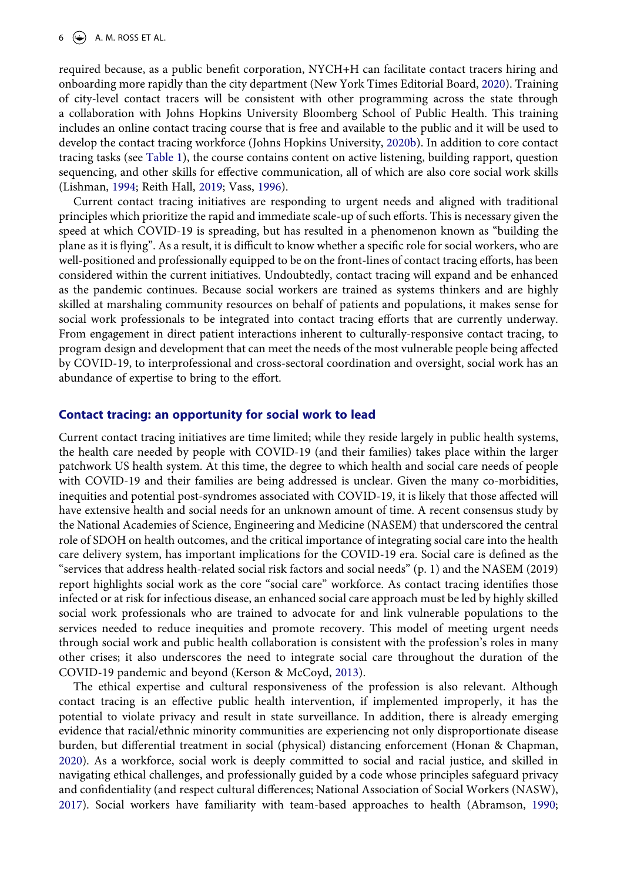required because, as a public benefit corporation, NYCH+H can facilitate contact tracers hiring and onboarding more rapidly than the city department (New York Times Editorial Board, 2020). Training of city-level contact tracers will be consistent with other programming across the state through a collaboration with Johns Hopkins University Bloomberg School of Public Health. This training includes an online contact tracing course that is free and available to the public and it will be used to develop the contact tracing workforce (Johns Hopkins University, 2020b). In addition to core contact tracing tasks (see Table 1), the course contains content on active listening, building rapport, question sequencing, and other skills for effective communication, all of which are also core social work skills (Lishman, 1994; Reith Hall, 2019; Vass, 1996).

Current contact tracing initiatives are responding to urgent needs and aligned with traditional principles which prioritize the rapid and immediate scale-up of such efforts. This is necessary given the speed at which COVID-19 is spreading, but has resulted in a phenomenon known as "building the plane as it is flying". As a result, it is difficult to know whether a specific role for social workers, who are well-positioned and professionally equipped to be on the front-lines of contact tracing efforts, has been considered within the current initiatives. Undoubtedly, contact tracing will expand and be enhanced as the pandemic continues. Because social workers are trained as systems thinkers and are highly skilled at marshaling community resources on behalf of patients and populations, it makes sense for social work professionals to be integrated into contact tracing efforts that are currently underway. From engagement in direct patient interactions inherent to culturally-responsive contact tracing, to program design and development that can meet the needs of the most vulnerable people being affected by COVID-19, to interprofessional and cross-sectoral coordination and oversight, social work has an abundance of expertise to bring to the effort.

## Contact tracing: an opportunity for social work to lead

Current contact tracing initiatives are time limited; while they reside largely in public health systems, the health care needed by people with COVID-19 (and their families) takes place within the larger patchwork US health system. At this time, the degree to which health and social care needs of people with COVID-19 and their families are being addressed is unclear. Given the many co-morbidities, inequities and potential post-syndromes associated with COVID-19, it is likely that those affected will have extensive health and social needs for an unknown amount of time. A recent consensus study by the National Academies of Science, Engineering and Medicine (NASEM) that underscored the central role of SDOH on health outcomes, and the critical importance of integrating social care into the health care delivery system, has important implications for the COVID-19 era. Social care is defined as the "services that address health-related social risk factors and social needs" (p. 1) and the NASEM (2019) report highlights social work as the core "social care" workforce. As contact tracing identifies those infected or at risk for infectious disease, an enhanced social care approach must be led by highly skilled social work professionals who are trained to advocate for and link vulnerable populations to the services needed to reduce inequities and promote recovery. This model of meeting urgent needs through social work and public health collaboration is consistent with the profession's roles in many other crises; it also underscores the need to integrate social care throughout the duration of the COVID-19 pandemic and beyond (Kerson & McCoyd, 2013).

The ethical expertise and cultural responsiveness of the profession is also relevant. Although contact tracing is an effective public health intervention, if implemented improperly, it has the potential to violate privacy and result in state surveillance. In addition, there is already emerging evidence that racial/ethnic minority communities are experiencing not only disproportionate disease burden, but differential treatment in social (physical) distancing enforcement (Honan & Chapman, 2020). As a workforce, social work is deeply committed to social and racial justice, and skilled in navigating ethical challenges, and professionally guided by a code whose principles safeguard privacy and confidentiality (and respect cultural differences; National Association of Social Workers (NASW), 2017). Social workers have familiarity with team-based approaches to health (Abramson, 1990;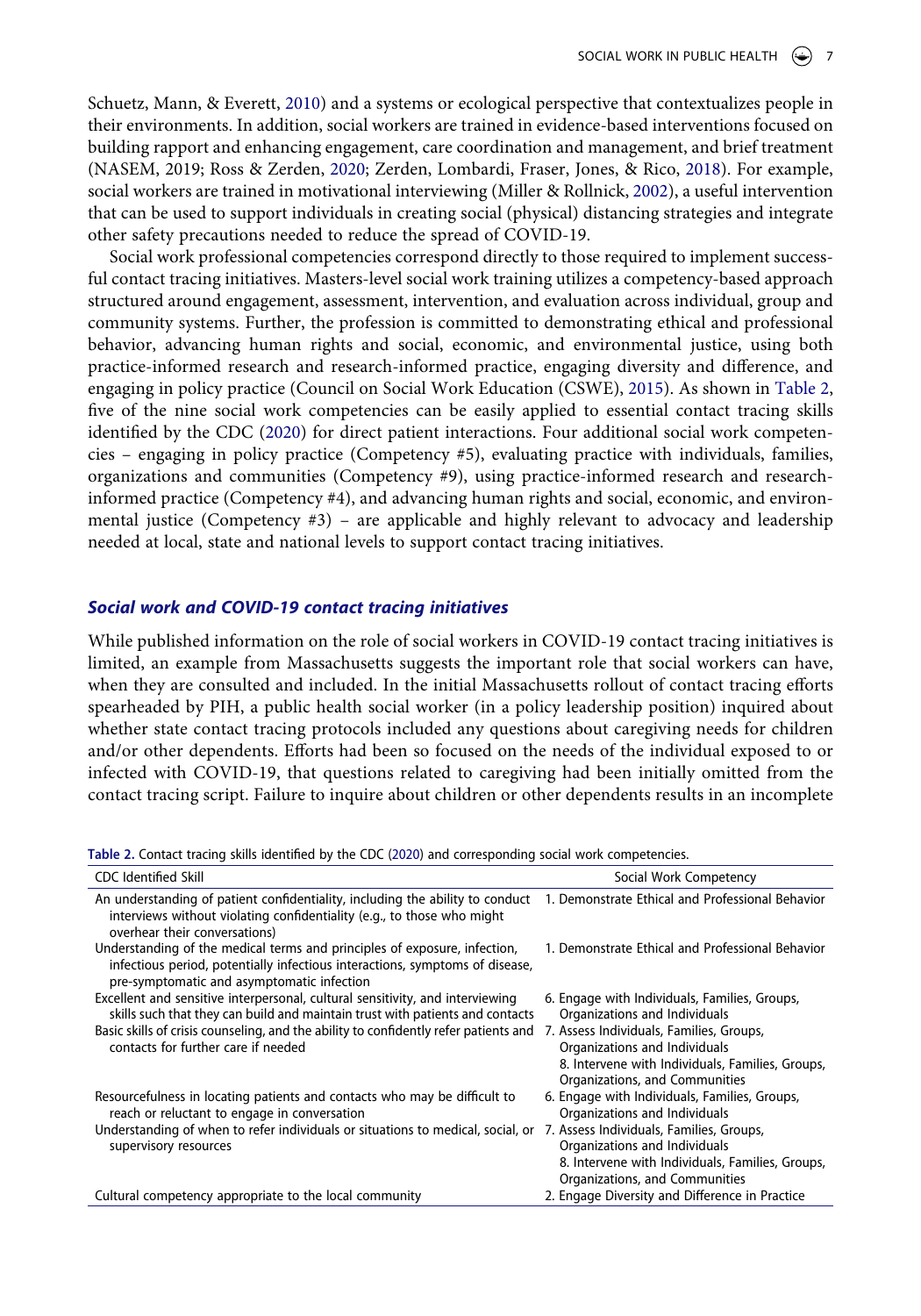Schuetz, Mann, & Everett, 2010) and a systems or ecological perspective that contextualizes people in their environments. In addition, social workers are trained in evidence-based interventions focused on building rapport and enhancing engagement, care coordination and management, and brief treatment (NASEM, 2019; Ross & Zerden, 2020; Zerden, Lombardi, Fraser, Jones, & Rico, 2018). For example, social workers are trained in motivational interviewing (Miller & Rollnick, 2002), a useful intervention that can be used to support individuals in creating social (physical) distancing strategies and integrate other safety precautions needed to reduce the spread of COVID-19.

Social work professional competencies correspond directly to those required to implement successful contact tracing initiatives. Masters-level social work training utilizes a competency-based approach structured around engagement, assessment, intervention, and evaluation across individual, group and community systems. Further, the profession is committed to demonstrating ethical and professional behavior, advancing human rights and social, economic, and environmental justice, using both practice-informed research and research-informed practice, engaging diversity and difference, and engaging in policy practice (Council on Social Work Education (CSWE), 2015). As shown in Table 2, five of the nine social work competencies can be easily applied to essential contact tracing skills identified by the CDC (2020) for direct patient interactions. Four additional social work competencies – engaging in policy practice (Competency #5), evaluating practice with individuals, families, organizations and communities (Competency #9), using practice-informed research and research-informed practice (Competency #4), and advancing human rights and social, economic, and environmental justice (Competency #3) – are applicable and highly relevant to advocacy and leadership needed at local, state and national levels to support contact tracing initiatives.

### *Social work and COVID-19 contact tracing initiatives*

While published information on the role of social workers in COVID-19 contact tracing initiatives is limited, an example from Massachusetts suggests the important role that social workers can have, when they are consulted and included. In the initial Massachusetts rollout of contact tracing efforts spearheaded by PIH, a public health social worker (in a policy leadership position) inquired about whether state contact tracing protocols included any questions about caregiving needs for children and/or other dependents. Efforts had been so focused on the needs of the individual exposed to or infected with COVID-19, that questions related to caregiving had been initially omitted from the contact tracing script. Failure to inquire about children or other dependents results in an incomplete

**Table 2.** Contact tracing skills identified by the CDC (2020) and corresponding social work competencies.

| CDC Identified Skill | Social Work Competency |
|---|---|
| An understanding of patient confidentiality, including the ability to conduct interviews without violating confidentiality (e.g., to those who might overhear their conversations) | 1. Demonstrate Ethical and Professional Behavior |
| Understanding of the medical terms and principles of exposure, infection, infectious period, potentially infectious interactions, symptoms of disease, pre-symptomatic and asymptomatic infection | 1. Demonstrate Ethical and Professional Behavior |
| Excellent and sensitive interpersonal, cultural sensitivity, and interviewing skills such that they can build and maintain trust with patients and contacts | 6. Engage with Individuals, Families, Groups, Organizations and Individuals |
| Basic skills of crisis counseling, and the ability to confidently refer patients and contacts for further care if needed | 7. Assess Individuals, Families, Groups, Organizations and Individuals<br>8. Intervene with Individuals, Families, Groups, Organizations, and Communities |
| Resourcefulness in locating patients and contacts who may be difficult to reach or reluctant to engage in conversation | 6. Engage with Individuals, Families, Groups, Organizations and Individuals |
| Understanding of when to refer individuals or situations to medical, social, or supervisory resources | 7. Assess Individuals, Families, Groups, Organizations and Individuals<br>8. Intervene with Individuals, Families, Groups, Organizations, and Communities |
| Cultural competency appropriate to the local community | 2. Engage Diversity and Difference in Practice |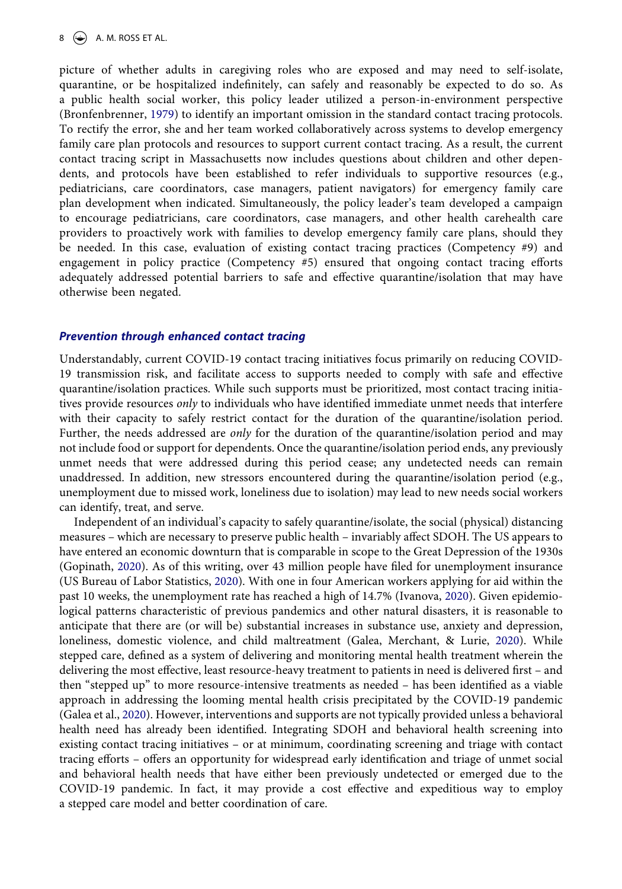picture of whether adults in caregiving roles who are exposed and may need to self-isolate, quarantine, or be hospitalized indefinitely, can safely and reasonably be expected to do so. As a public health social worker, this policy leader utilized a person-in-environment perspective (Bronfenbrenner, 1979) to identify an important omission in the standard contact tracing protocols. To rectify the error, she and her team worked collaboratively across systems to develop emergency family care plan protocols and resources to support current contact tracing. As a result, the current contact tracing script in Massachusetts now includes questions about children and other dependents, and protocols have been established to refer individuals to supportive resources (e.g., pediatricians, care coordinators, case managers, patient navigators) for emergency family care plan development when indicated. Simultaneously, the policy leader's team developed a campaign to encourage pediatricians, care coordinators, case managers, and other health carehealth care providers to proactively work with families to develop emergency family care plans, should they be needed. In this case, evaluation of existing contact tracing practices (Competency #9) and engagement in policy practice (Competency #5) ensured that ongoing contact tracing efforts adequately addressed potential barriers to safe and effective quarantine/isolation that may have otherwise been negated.

### *Prevention through enhanced contact tracing*

Understandably, current COVID-19 contact tracing initiatives focus primarily on reducing COVID-19 transmission risk, and facilitate access to supports needed to comply with safe and effective quarantine/isolation practices. While such supports must be prioritized, most contact tracing initiatives provide resources *only* to individuals who have identified immediate unmet needs that interfere with their capacity to safely restrict contact for the duration of the quarantine/isolation period. Further, the needs addressed are *only* for the duration of the quarantine/isolation period and may not include food or support for dependents. Once the quarantine/isolation period ends, any previously unmet needs that were addressed during this period cease; any undetected needs can remain unaddressed. In addition, new stressors encountered during the quarantine/isolation period (e.g., unemployment due to missed work, loneliness due to isolation) may lead to new needs social workers can identify, treat, and serve.

Independent of an individual's capacity to safely quarantine/isolate, the social (physical) distancing measures – which are necessary to preserve public health – invariably affect SDOH. The US appears to have entered an economic downturn that is comparable in scope to the Great Depression of the 1930s (Gopinath, 2020). As of this writing, over 43 million people have filed for unemployment insurance (US Bureau of Labor Statistics, 2020). With one in four American workers applying for aid within the past 10 weeks, the unemployment rate has reached a high of 14.7% (Ivanova, 2020). Given epidemiological patterns characteristic of previous pandemics and other natural disasters, it is reasonable to anticipate that there are (or will be) substantial increases in substance use, anxiety and depression, loneliness, domestic violence, and child maltreatment (Galea, Merchant, & Lurie, 2020). While stepped care, defined as a system of delivering and monitoring mental health treatment wherein the delivering the most effective, least resource-heavy treatment to patients in need is delivered first – and then "stepped up" to more resource-intensive treatments as needed – has been identified as a viable approach in addressing the looming mental health crisis precipitated by the COVID-19 pandemic (Galea et al., 2020). However, interventions and supports are not typically provided unless a behavioral health need has already been identified. Integrating SDOH and behavioral health screening into existing contact tracing initiatives – or at minimum, coordinating screening and triage with contact tracing efforts – offers an opportunity for widespread early identification and triage of unmet social and behavioral health needs that have either been previously undetected or emerged due to the COVID-19 pandemic. In fact, it may provide a cost effective and expeditious way to employ a stepped care model and better coordination of care.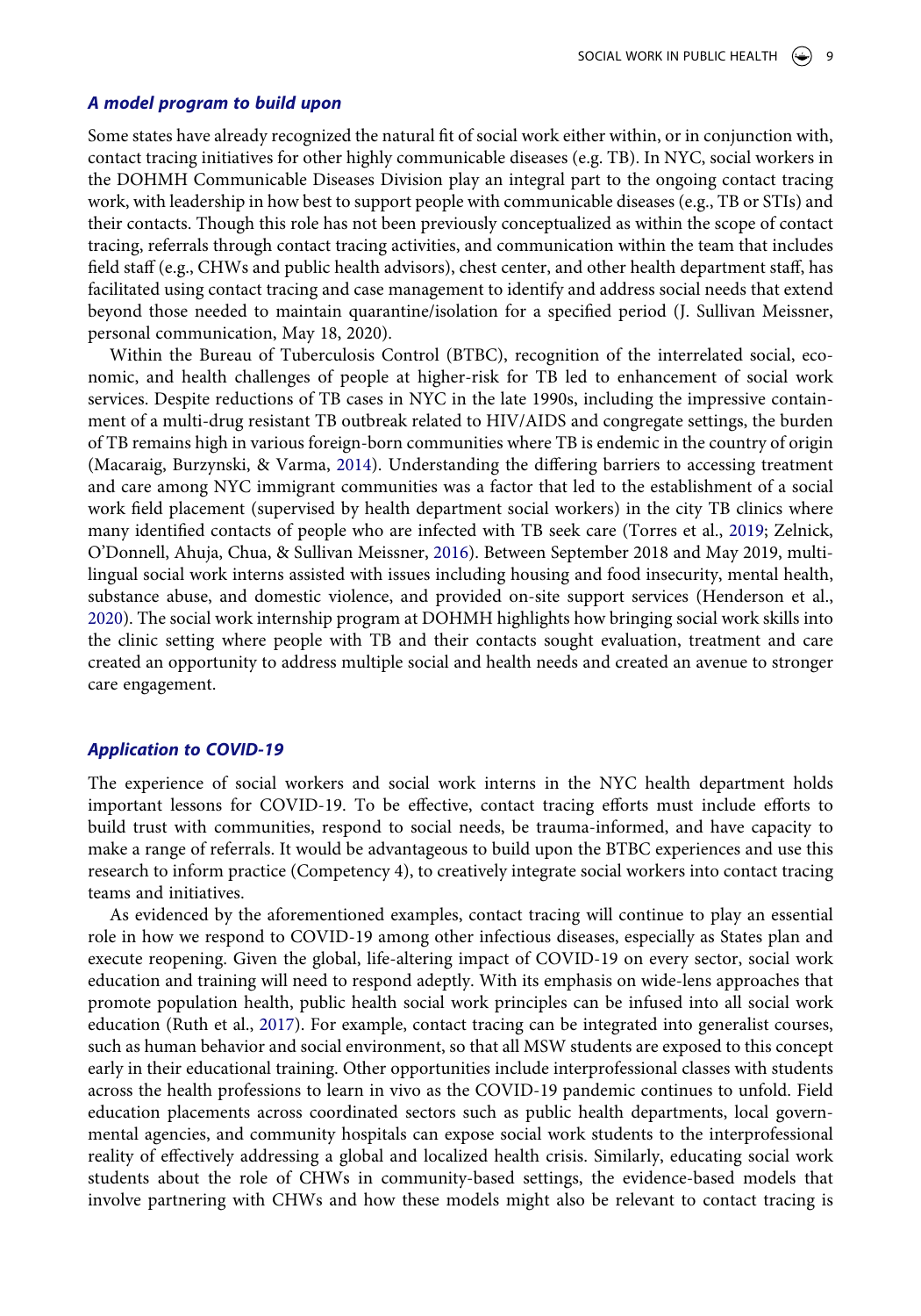### *A model program to build upon*

Some states have already recognized the natural fit of social work either within, or in conjunction with, contact tracing initiatives for other highly communicable diseases (e.g. TB). In NYC, social workers in the DOHMH Communicable Diseases Division play an integral part to the ongoing contact tracing work, with leadership in how best to support people with communicable diseases (e.g., TB or STIs) and their contacts. Though this role has not been previously conceptualized as within the scope of contact tracing, referrals through contact tracing activities, and communication within the team that includes field staff (e.g., CHWs and public health advisors), chest center, and other health department staff, has facilitated using contact tracing and case management to identify and address social needs that extend beyond those needed to maintain quarantine/isolation for a specified period (J. Sullivan Meissner, personal communication, May 18, 2020).

Within the Bureau of Tuberculosis Control (BTBC), recognition of the interrelated social, economic, and health challenges of people at higher-risk for TB led to enhancement of social work services. Despite reductions of TB cases in NYC in the late 1990s, including the impressive containment of a multi-drug resistant TB outbreak related to HIV/AIDS and congregate settings, the burden of TB remains high in various foreign-born communities where TB is endemic in the country of origin (Macaraig, Burzynski, & Varma, 2014). Understanding the differing barriers to accessing treatment and care among NYC immigrant communities was a factor that led to the establishment of a social work field placement (supervised by health department social workers) in the city TB clinics where many identified contacts of people who are infected with TB seek care (Torres et al., 2019; Zelnick, O'Donnell, Ahuja, Chua, & Sullivan Meissner, 2016). Between September 2018 and May 2019, multilingual social work interns assisted with issues including housing and food insecurity, mental health, substance abuse, and domestic violence, and provided on-site support services (Henderson et al., 2020). The social work internship program at DOHMH highlights how bringing social work skills into the clinic setting where people with TB and their contacts sought evaluation, treatment and care created an opportunity to address multiple social and health needs and created an avenue to stronger care engagement.

### *Application to COVID-19*

The experience of social workers and social work interns in the NYC health department holds important lessons for COVID-19. To be effective, contact tracing efforts must include efforts to build trust with communities, respond to social needs, be trauma-informed, and have capacity to make a range of referrals. It would be advantageous to build upon the BTBC experiences and use this research to inform practice (Competency 4), to creatively integrate social workers into contact tracing teams and initiatives.

As evidenced by the aforementioned examples, contact tracing will continue to play an essential role in how we respond to COVID-19 among other infectious diseases, especially as States plan and execute reopening. Given the global, life-altering impact of COVID-19 on every sector, social work education and training will need to respond adeptly. With its emphasis on wide-lens approaches that promote population health, public health social work principles can be infused into all social work education (Ruth et al., 2017). For example, contact tracing can be integrated into generalist courses, such as human behavior and social environment, so that all MSW students are exposed to this concept early in their educational training. Other opportunities include interprofessional classes with students across the health professions to learn in vivo as the COVID-19 pandemic continues to unfold. Field education placements across coordinated sectors such as public health departments, local governmental agencies, and community hospitals can expose social work students to the interprofessional reality of effectively addressing a global and localized health crisis. Similarly, educating social work students about the role of CHWs in community-based settings, the evidence-based models that involve partnering with CHWs and how these models might also be relevant to contact tracing is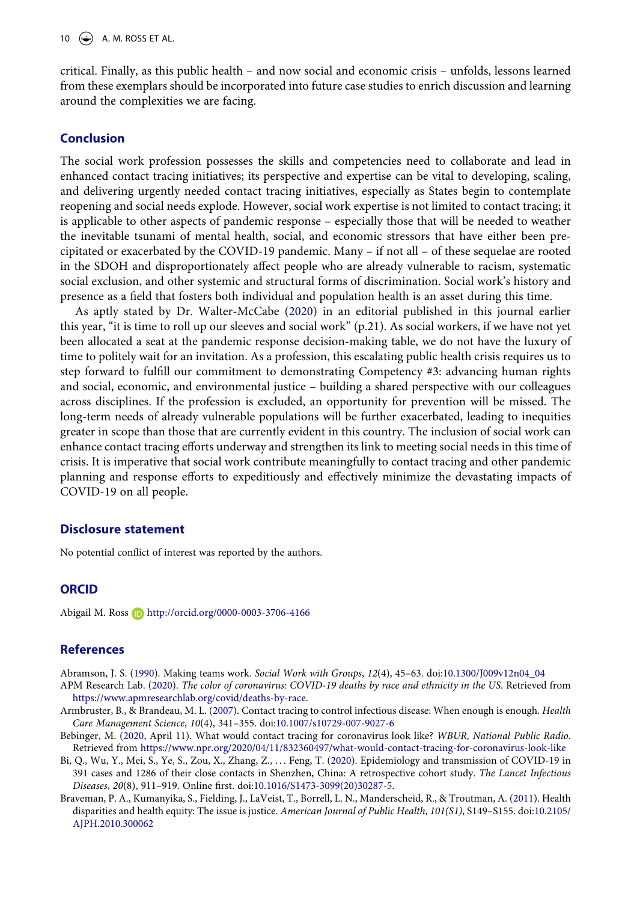critical. Finally, as this public health – and now social and economic crisis – unfolds, lessons learned from these exemplars should be incorporated into future case studies to enrich discussion and learning around the complexities we are facing.

## Conclusion

The social work profession possesses the skills and competencies need to collaborate and lead in enhanced contact tracing initiatives; its perspective and expertise can be vital to developing, scaling, and delivering urgently needed contact tracing initiatives, especially as States begin to contemplate reopening and social needs explode. However, social work expertise is not limited to contact tracing; it is applicable to other aspects of pandemic response – especially those that will be needed to weather the inevitable tsunami of mental health, social, and economic stressors that have either been precipitated or exacerbated by the COVID-19 pandemic. Many – if not all – of these sequelae are rooted in the SDOH and disproportionately affect people who are already vulnerable to racism, systematic social exclusion, and other systemic and structural forms of discrimination. Social work's history and presence as a field that fosters both individual and population health is an asset during this time.

As aptly stated by Dr. Walter-McCabe (2020) in an editorial published in this journal earlier this year, "it is time to roll up our sleeves and social work" (p.21). As social workers, if we have not yet been allocated a seat at the pandemic response decision-making table, we do not have the luxury of time to politely wait for an invitation. As a profession, this escalating public health crisis requires us to step forward to fulfill our commitment to demonstrating Competency #3: advancing human rights and social, economic, and environmental justice – building a shared perspective with our colleagues across disciplines. If the profession is excluded, an opportunity for prevention will be missed. The long-term needs of already vulnerable populations will be further exacerbated, leading to inequities greater in scope than those that are currently evident in this country. The inclusion of social work can enhance contact tracing efforts underway and strengthen its link to meeting social needs in this time of crisis. It is imperative that social work contribute meaningfully to contact tracing and other pandemic planning and response efforts to expeditiously and effectively minimize the devastating impacts of COVID-19 on all people.

## Disclosure statement

No potential conflict of interest was reported by the authors.

## ORCID

Abigail M. Ross http://orcid.org/0000-0003-3706-4166

## References

Abramson, J. S. (1990). Making teams work. *Social Work with Groups*, *12*(4), 45–63. doi:10.1300/J009v12n04_04

APM Research Lab. (2020). *The color of coronavirus: COVID-19 deaths by race and ethnicity in the US*. Retrieved from https://www.apmresearchlab.org/covid/deaths-by-race.

Armbruster, B., & Brandeau, M. L. (2007). Contact tracing to control infectious disease: When enough is enough. *Health Care Management Science*, *10*(4), 341–355. doi:10.1007/s10729-007-9027-6

Bebinger, M. (2020, April 11). What would contact tracing for coronavirus look like? *WBUR, National Public Radio*. Retrieved from https://www.npr.org/2020/04/11/832360497/what-would-contact-tracing-for-coronavirus-look-like

Bi, Q., Wu, Y., Mei, S., Ye, S., Zou, X., Zhang, Z., … Feng, T. (2020). Epidemiology and transmission of COVID-19 in 391 cases and 1286 of their close contacts in Shenzhen, China: A retrospective cohort study. *The Lancet Infectious Diseases*, *20*(8), 911–919. Online first. doi:10.1016/S1473-3099(20)30287-5.

Braveman, P. A., Kumanyika, S., Fielding, J., LaVeist, T., Borrell, L. N., Manderscheid, R., & Troutman, A. (2011). Health disparities and health equity: The issue is justice. *American Journal of Public Health*, *101(S1)*, S149–S155. doi:10.2105/AJPH.2010.300062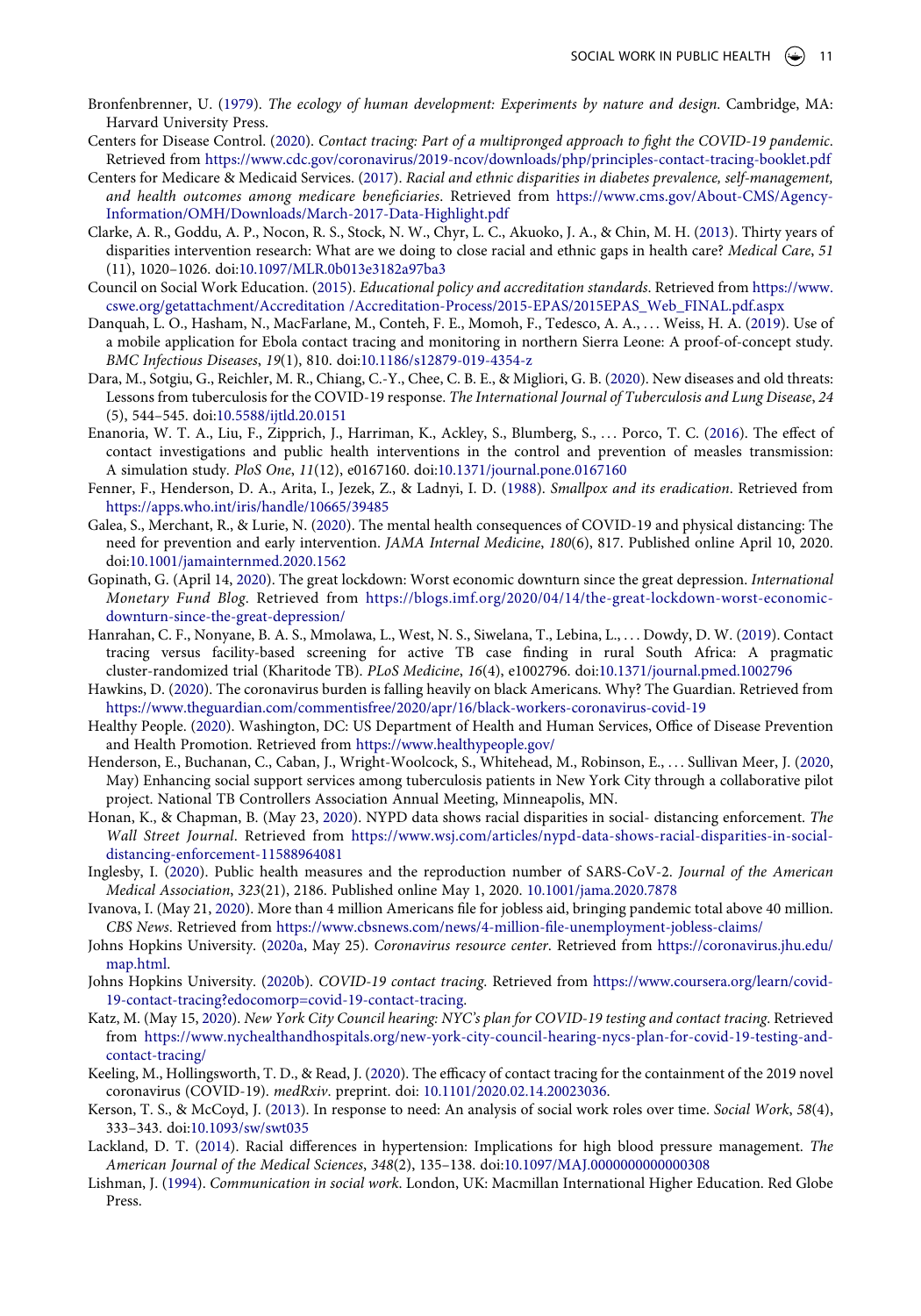Bronfenbrenner, U. (1979). *The ecology of human development: Experiments by nature and design*. Cambridge, MA: Harvard University Press.

Centers for Disease Control. (2020). *Contact tracing: Part of a multipronged approach to fight the COVID-19 pandemic*. Retrieved from https://www.cdc.gov/coronavirus/2019-ncov/downloads/php/principles-contact-tracing-booklet.pdf

Centers for Medicare & Medicaid Services. (2017). *Racial and ethnic disparities in diabetes prevalence, self-management, and health outcomes among medicare beneficiaries*. Retrieved from https://www.cms.gov/About-CMS/Agency-Information/OMH/Downloads/March-2017-Data-Highlight.pdf

Clarke, A. R., Goddu, A. P., Nocon, R. S., Stock, N. W., Chyr, L. C., Akuoko, J. A., & Chin, M. H. (2013). Thirty years of disparities intervention research: What are we doing to close racial and ethnic gaps in health care? *Medical Care*, *51* (11), 1020–1026. doi:10.1097/MLR.0b013e3182a97ba3

Council on Social Work Education. (2015). *Educational policy and accreditation standards*. Retrieved from https://www.cswe.org/getattachment/Accreditation /Accreditation-Process/2015-EPAS/2015EPAS_Web_FINAL.pdf.aspx

Danquah, L. O., Hasham, N., MacFarlane, M., Conteh, F. E., Momoh, F., Tedesco, A. A., … Weiss, H. A. (2019). Use of a mobile application for Ebola contact tracing and monitoring in northern Sierra Leone: A proof-of-concept study. *BMC Infectious Diseases*, *19*(1), 810. doi:10.1186/s12879-019-4354-z

Dara, M., Sotgiu, G., Reichler, M. R., Chiang, C.-Y., Chee, C. B. E., & Migliori, G. B. (2020). New diseases and old threats: Lessons from tuberculosis for the COVID-19 response. *The International Journal of Tuberculosis and Lung Disease*, *24* (5), 544–545. doi:10.5588/ijtld.20.0151

Enanoria, W. T. A., Liu, F., Zipprich, J., Harriman, K., Ackley, S., Blumberg, S., … Porco, T. C. (2016). The effect of contact investigations and public health interventions in the control and prevention of measles transmission: A simulation study. *PloS One*, *11*(12), e0167160. doi:10.1371/journal.pone.0167160

Fenner, F., Henderson, D. A., Arita, I., Jezek, Z., & Ladnyi, I. D. (1988). *Smallpox and its eradication*. Retrieved from https://apps.who.int/iris/handle/10665/39485

Galea, S., Merchant, R., & Lurie, N. (2020). The mental health consequences of COVID-19 and physical distancing: The need for prevention and early intervention. *JAMA Internal Medicine*, *180*(6), 817. Published online April 10, 2020. doi:10.1001/jamainternmed.2020.1562

Gopinath, G. (April 14, 2020). The great lockdown: Worst economic downturn since the great depression. *International Monetary Fund Blog*. Retrieved from https://blogs.imf.org/2020/04/14/the-great-lockdown-worst-economic-downturn-since-the-great-depression/

Hanrahan, C. F., Nonyane, B. A. S., Mmolawa, L., West, N. S., Siwelana, T., Lebina, L., … Dowdy, D. W. (2019). Contact tracing versus facility-based screening for active TB case finding in rural South Africa: A pragmatic cluster-randomized trial (Kharitode TB). *PLoS Medicine*, *16*(4), e1002796. doi:10.1371/journal.pmed.1002796

Hawkins, D. (2020). The coronavirus burden is falling heavily on black Americans. Why? The Guardian. Retrieved from https://www.theguardian.com/commentisfree/2020/apr/16/black-workers-coronavirus-covid-19

Healthy People. (2020). Washington, DC: US Department of Health and Human Services, Office of Disease Prevention and Health Promotion. Retrieved from https://www.healthypeople.gov/

Henderson, E., Buchanan, C., Caban, J., Wright-Woolcock, S., Whitehead, M., Robinson, E., … Sullivan Meer, J. (2020, May) Enhancing social support services among tuberculosis patients in New York City through a collaborative pilot project. National TB Controllers Association Annual Meeting, Minneapolis, MN.

Honan, K., & Chapman, B. (May 23, 2020). NYPD data shows racial disparities in social- distancing enforcement. *The Wall Street Journal*. Retrieved from https://www.wsj.com/articles/nypd-data-shows-racial-disparities-in-social-distancing-enforcement-11588964081

Inglesby, I. (2020). Public health measures and the reproduction number of SARS-CoV-2. *Journal of the American Medical Association*, *323*(21), 2186. Published online May 1, 2020. 10.1001/jama.2020.7878

Ivanova, I. (May 21, 2020). More than 4 million Americans file for jobless aid, bringing pandemic total above 40 million. *CBS News*. Retrieved from https://www.cbsnews.com/news/4-million-file-unemployment-jobless-claims/

Johns Hopkins University. (2020a, May 25). *Coronavirus resource center*. Retrieved from https://coronavirus.jhu.edu/map.html.

Johns Hopkins University. (2020b). *COVID-19 contact tracing*. Retrieved from https://www.coursera.org/learn/covid-19-contact-tracing?edocomorp=covid-19-contact-tracing.

Katz, M. (May 15, 2020). *New York City Council hearing: NYC's plan for COVID-19 testing and contact tracing*. Retrieved from https://www.nychealthandhospitals.org/new-york-city-council-hearing-nycs-plan-for-covid-19-testing-and-contact-tracing/

Keeling, M., Hollingsworth, T. D., & Read, J. (2020). The efficacy of contact tracing for the containment of the 2019 novel coronavirus (COVID-19). *medRxiv*. preprint. doi: 10.1101/2020.02.14.20023036.

Kerson, T. S., & McCoyd, J. (2013). In response to need: An analysis of social work roles over time. *Social Work*, *58*(4), 333–343. doi:10.1093/sw/swt035

Lackland, D. T. (2014). Racial differences in hypertension: Implications for high blood pressure management. *The American Journal of the Medical Sciences*, *348*(2), 135–138. doi:10.1097/MAJ.0000000000000308

Lishman, J. (1994). *Communication in social work*. London, UK: Macmillan International Higher Education. Red Globe Press.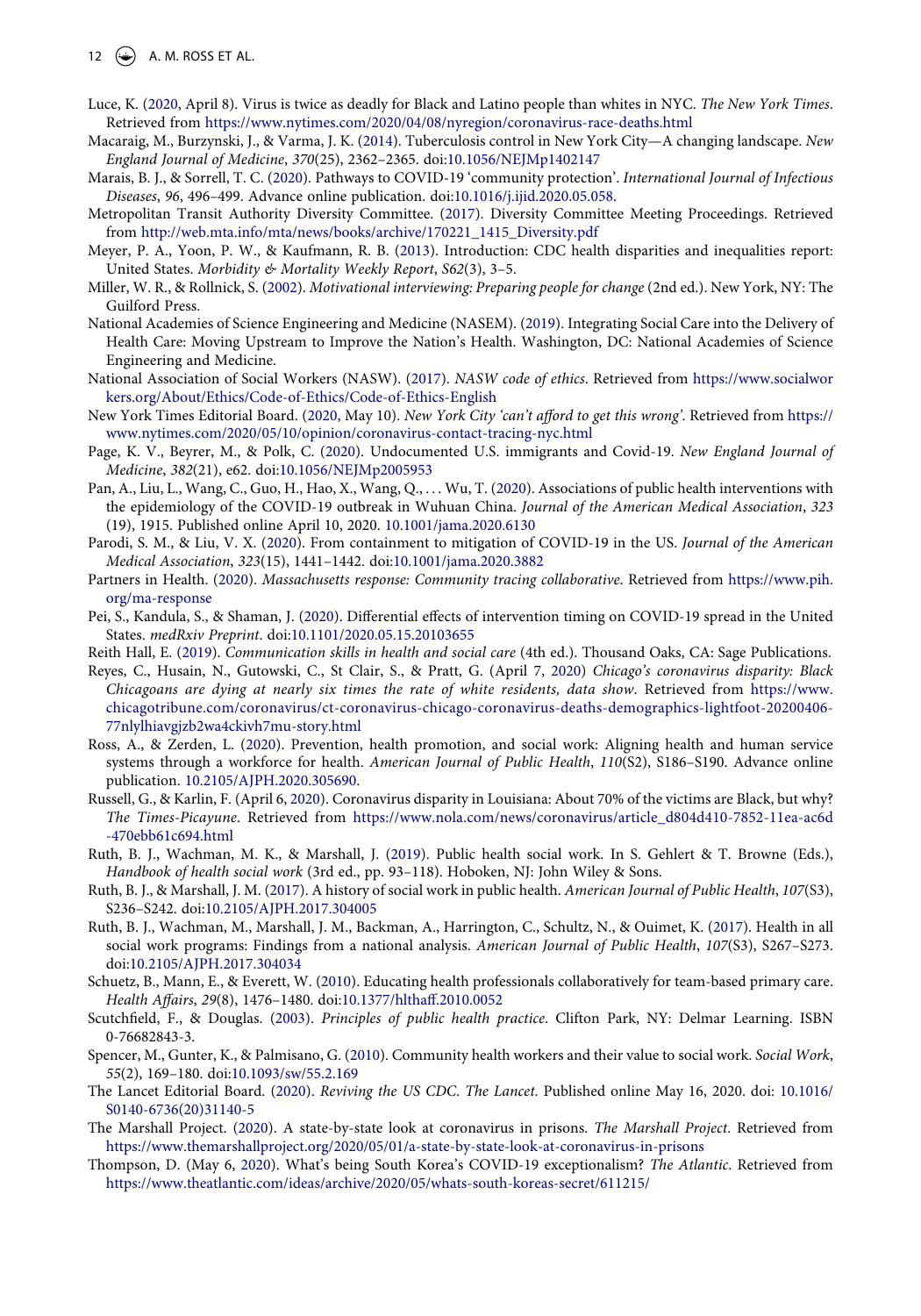Luce, K. (2020, April 8). Virus is twice as deadly for Black and Latino people than whites in NYC. *The New York Times*. Retrieved from https://www.nytimes.com/2020/04/08/nyregion/coronavirus-race-deaths.html

Macaraig, M., Burzynski, J., & Varma, J. K. (2014). Tuberculosis control in New York City—A changing landscape. *New England Journal of Medicine*, *370*(25), 2362–2365. doi:10.1056/NEJMp1402147

Marais, B. J., & Sorrell, T. C. (2020). Pathways to COVID-19 'community protection'. *International Journal of Infectious Diseases*, *96*, 496–499. Advance online publication. doi:10.1016/j.ijid.2020.05.058.

Metropolitan Transit Authority Diversity Committee. (2017). Diversity Committee Meeting Proceedings. Retrieved from http://web.mta.info/mta/news/books/archive/170221_1415_Diversity.pdf

Meyer, P. A., Yoon, P. W., & Kaufmann, R. B. (2013). Introduction: CDC health disparities and inequalities report: United States. *Morbidity & Mortality Weekly Report*, *S62*(3), 3–5.

Miller, W. R., & Rollnick, S. (2002). *Motivational interviewing: Preparing people for change* (2nd ed.). New York, NY: The Guilford Press.

National Academies of Science Engineering and Medicine (NASEM). (2019). Integrating Social Care into the Delivery of Health Care: Moving Upstream to Improve the Nation's Health. Washington, DC: National Academies of Science Engineering and Medicine.

National Association of Social Workers (NASW). (2017). *NASW code of ethics*. Retrieved from https://www.socialworkers.org/About/Ethics/Code-of-Ethics/Code-of-Ethics-English

New York Times Editorial Board. (2020, May 10). *New York City 'can't afford to get this wrong'*. Retrieved from https://www.nytimes.com/2020/05/10/opinion/coronavirus-contact-tracing-nyc.html

Page, K. V., Beyrer, M., & Polk, C. (2020). Undocumented U.S. immigrants and Covid-19. *New England Journal of Medicine*, *382*(21), e62. doi:10.1056/NEJMp2005953

Pan, A., Liu, L., Wang, C., Guo, H., Hao, X., Wang, Q., . . . Wu, T. (2020). Associations of public health interventions with the epidemiology of the COVID-19 outbreak in Wuhuan China. *Journal of the American Medical Association*, *323* (19), 1915. Published online April 10, 2020. 10.1001/jama.2020.6130

Parodi, S. M., & Liu, V. X. (2020). From containment to mitigation of COVID-19 in the US. *Journal of the American Medical Association*, *323*(15), 1441–1442. doi:10.1001/jama.2020.3882

Partners in Health. (2020). *Massachusetts response: Community tracing collaborative*. Retrieved from https://www.pih.org/ma-response

Pei, S., Kandula, S., & Shaman, J. (2020). Differential effects of intervention timing on COVID-19 spread in the United States. *medRxiv Preprint*. doi:10.1101/2020.05.15.20103655

Reith Hall, E. (2019). *Communication skills in health and social care* (4th ed.). Thousand Oaks, CA: Sage Publications.

Reyes, C., Husain, N., Gutowski, C., St Clair, S., & Pratt, G. (April 7, 2020) *Chicago's coronavirus disparity: Black Chicagoans are dying at nearly six times the rate of white residents, data show*. Retrieved from https://www.chicagotribune.com/coronavirus/ct-coronavirus-chicago-coronavirus-deaths-demographics-lightfoot-20200406-77nlylhiavgjzb2wa4ckivh7mu-story.html

Ross, A., & Zerden, L. (2020). Prevention, health promotion, and social work: Aligning health and human service systems through a workforce for health. *American Journal of Public Health*, *110*(S2), S186–S190. Advance online publication. 10.2105/AJPH.2020.305690.

Russell, G., & Karlin, F. (April 6, 2020). Coronavirus disparity in Louisiana: About 70% of the victims are Black, but why? *The Times-Picayune*. Retrieved from https://www.nola.com/news/coronavirus/article_d804d410-7852-11ea-ac6d-470ebb61c694.html

Ruth, B. J., Wachman, M. K., & Marshall, J. (2019). Public health social work. In S. Gehlert & T. Browne (Eds.), *Handbook of health social work* (3rd ed., pp. 93–118). Hoboken, NJ: John Wiley & Sons.

Ruth, B. J., & Marshall, J. M. (2017). A history of social work in public health. *American Journal of Public Health*, *107*(S3), S236–S242. doi:10.2105/AJPH.2017.304005

Ruth, B. J., Wachman, M., Marshall, J. M., Backman, A., Harrington, C., Schultz, N., & Ouimet, K. (2017). Health in all social work programs: Findings from a national analysis. *American Journal of Public Health*, *107*(S3), S267–S273. doi:10.2105/AJPH.2017.304034

Schuetz, B., Mann, E., & Everett, W. (2010). Educating health professionals collaboratively for team-based primary care. *Health Affairs*, *29*(8), 1476–1480. doi:10.1377/hlthaff.2010.0052

Scutchfield, F., & Douglas. (2003). *Principles of public health practice*. Clifton Park, NY: Delmar Learning. ISBN 0-76682843-3.

Spencer, M., Gunter, K., & Palmisano, G. (2010). Community health workers and their value to social work. *Social Work*, *55*(2), 169–180. doi:10.1093/sw/55.2.169

The Lancet Editorial Board. (2020). *Reviving the US CDC*. *The Lancet*. Published online May 16, 2020. doi: 10.1016/S0140-6736(20)31140-5

The Marshall Project. (2020). A state-by-state look at coronavirus in prisons. *The Marshall Project*. Retrieved from https://www.themarshallproject.org/2020/05/01/a-state-by-state-look-at-coronavirus-in-prisons

Thompson, D. (May 6, 2020). What's being South Korea's COVID-19 exceptionalism? *The Atlantic*. Retrieved from https://www.theatlantic.com/ideas/archive/2020/05/whats-south-koreas-secret/611215/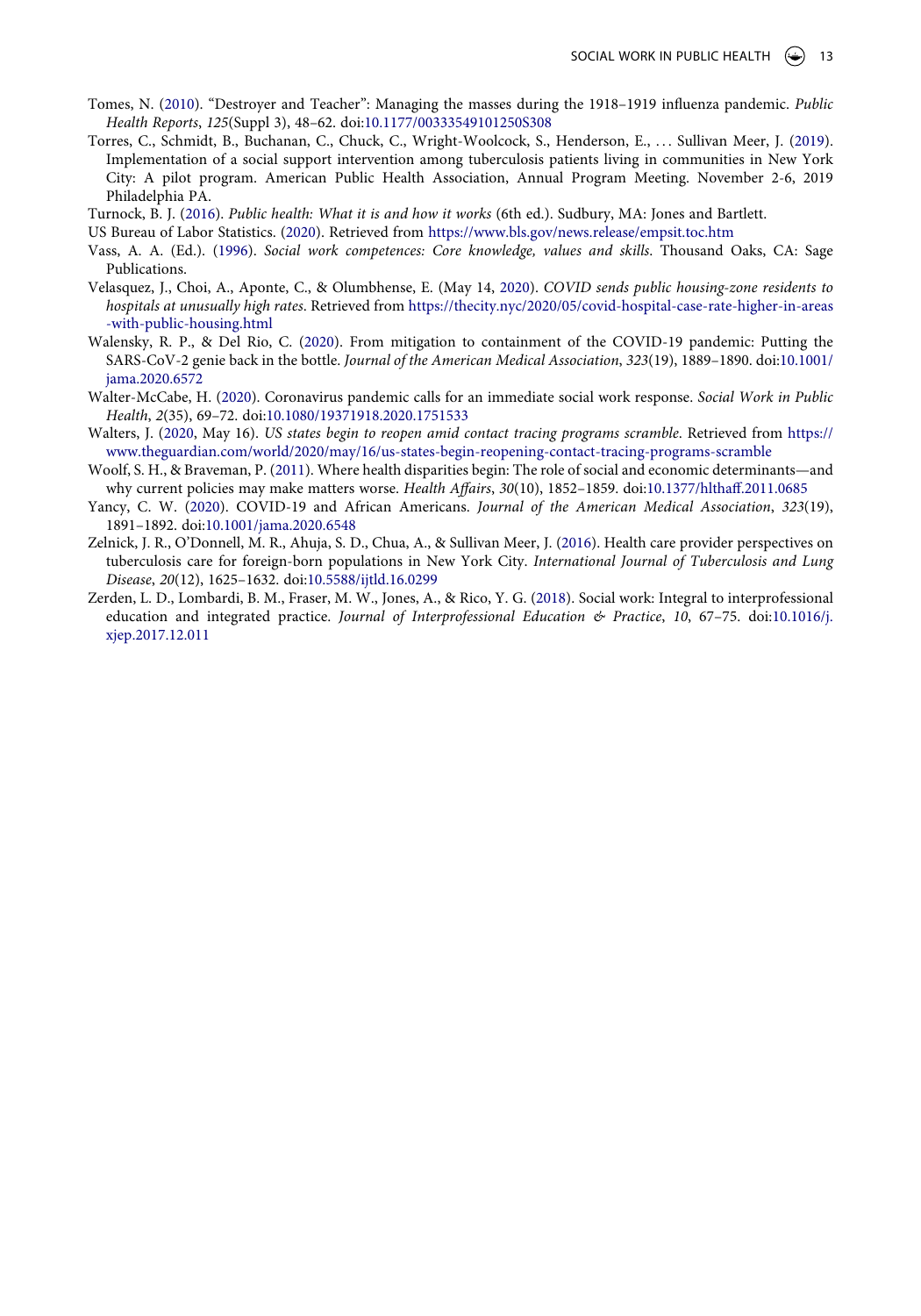Tomes, N. (2010). "Destroyer and Teacher": Managing the masses during the 1918–1919 influenza pandemic. *Public Health Reports*, *125*(Suppl 3), 48–62. doi:10.1177/00333549101250S308

Torres, C., Schmidt, B., Buchanan, C., Chuck, C., Wright-Woolcock, S., Henderson, E., … Sullivan Meer, J. (2019). Implementation of a social support intervention among tuberculosis patients living in communities in New York City: A pilot program. American Public Health Association, Annual Program Meeting. November 2-6, 2019 Philadelphia PA.

Turnock, B. J. (2016). *Public health: What it is and how it works* (6th ed.). Sudbury, MA: Jones and Bartlett.

US Bureau of Labor Statistics. (2020). Retrieved from https://www.bls.gov/news.release/empsit.toc.htm

Vass, A. A. (Ed.). (1996). *Social work competences: Core knowledge, values and skills*. Thousand Oaks, CA: Sage Publications.

Velasquez, J., Choi, A., Aponte, C., & Olumbhense, E. (May 14, 2020). *COVID sends public housing-zone residents to hospitals at unusually high rates*. Retrieved from https://thecity.nyc/2020/05/covid-hospital-case-rate-higher-in-areas-with-public-housing.html

Walensky, R. P., & Del Rio, C. (2020). From mitigation to containment of the COVID-19 pandemic: Putting the SARS-CoV-2 genie back in the bottle. *Journal of the American Medical Association*, *323*(19), 1889–1890. doi:10.1001/jama.2020.6572

Walter-McCabe, H. (2020). Coronavirus pandemic calls for an immediate social work response. *Social Work in Public Health*, *2*(35), 69–72. doi:10.1080/19371918.2020.1751533

Walters, J. (2020, May 16). *US states begin to reopen amid contact tracing programs scramble*. Retrieved from https://www.theguardian.com/world/2020/may/16/us-states-begin-reopening-contact-tracing-programs-scramble

Woolf, S. H., & Braveman, P. (2011). Where health disparities begin: The role of social and economic determinants—and why current policies may make matters worse. *Health Affairs*, *30*(10), 1852–1859. doi:10.1377/hlthaff.2011.0685

Yancy, C. W. (2020). COVID-19 and African Americans. *Journal of the American Medical Association*, *323*(19), 1891–1892. doi:10.1001/jama.2020.6548

Zelnick, J. R., O'Donnell, M. R., Ahuja, S. D., Chua, A., & Sullivan Meer, J. (2016). Health care provider perspectives on tuberculosis care for foreign-born populations in New York City. *International Journal of Tuberculosis and Lung Disease*, *20*(12), 1625–1632. doi:10.5588/ijtld.16.0299

Zerden, L. D., Lombardi, B. M., Fraser, M. W., Jones, A., & Rico, Y. G. (2018). Social work: Integral to interprofessional education and integrated practice. *Journal of Interprofessional Education & Practice*, *10*, 67–75. doi:10.1016/j.xjep.2017.12.011